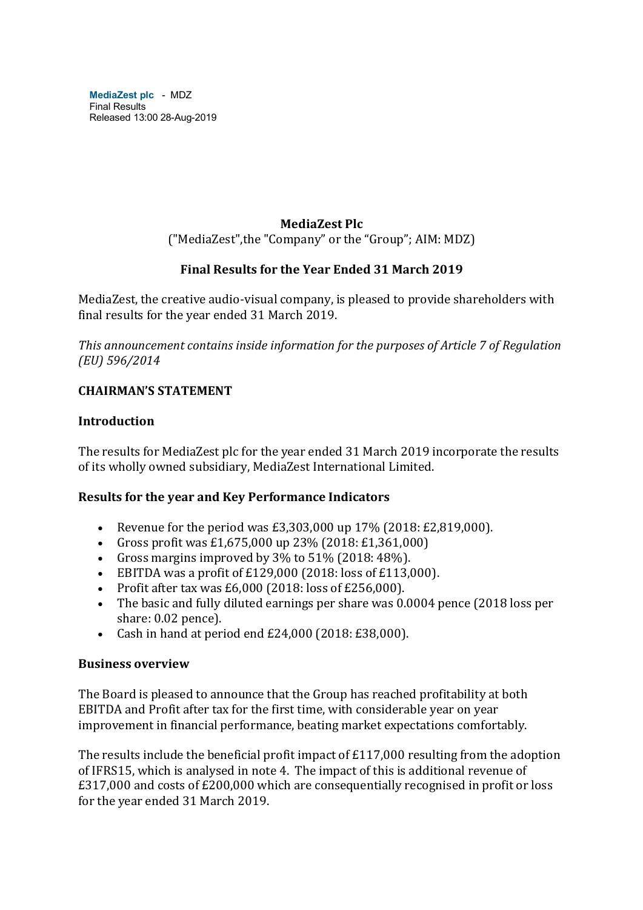**MediaZest plc** - MDZ
Final Results
Released 13:00 28-Aug-2019

# MediaZest Plc

("MediaZest",the "Company" or the "Group"; AIM: MDZ)

## Final Results for the Year Ended 31 March 2019

MediaZest, the creative audio-visual company, is pleased to provide shareholders with final results for the year ended 31 March 2019.

*This announcement contains inside information for the purposes of Article 7 of Regulation (EU) 596/2014*

## CHAIRMAN'S STATEMENT

### Introduction

The results for MediaZest plc for the year ended 31 March 2019 incorporate the results of its wholly owned subsidiary, MediaZest International Limited.

### Results for the year and Key Performance Indicators

- Revenue for the period was £3,303,000 up 17% (2018: £2,819,000).
- Gross profit was £1,675,000 up 23% (2018: £1,361,000)
- Gross margins improved by 3% to 51% (2018: 48%).
- EBITDA was a profit of £129,000 (2018: loss of £113,000).
- Profit after tax was £6,000 (2018: loss of £256,000).
- The basic and fully diluted earnings per share was 0.0004 pence (2018 loss per share: 0.02 pence).
- Cash in hand at period end £24,000 (2018: £38,000).

### Business overview

The Board is pleased to announce that the Group has reached profitability at both EBITDA and Profit after tax for the first time, with considerable year on year improvement in financial performance, beating market expectations comfortably.

The results include the beneficial profit impact of £117,000 resulting from the adoption of IFRS15, which is analysed in note 4. The impact of this is additional revenue of £317,000 and costs of £200,000 which are consequentially recognised in profit or loss for the year ended 31 March 2019.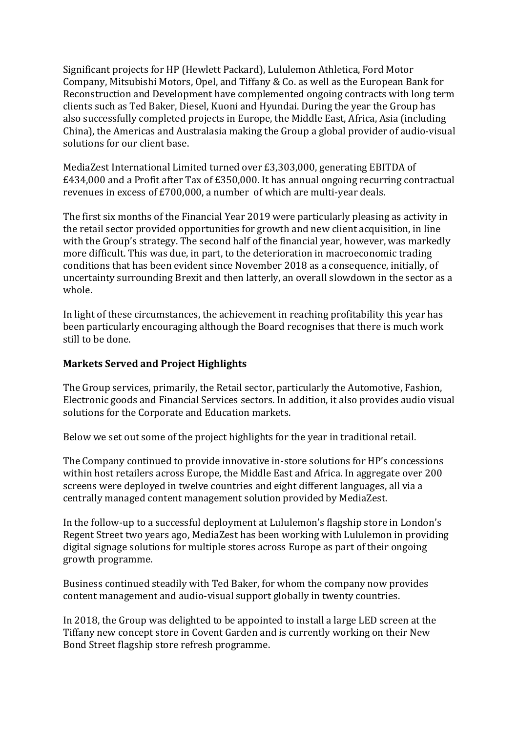Significant projects for HP (Hewlett Packard), Lululemon Athletica, Ford Motor Company, Mitsubishi Motors, Opel, and Tiffany & Co. as well as the European Bank for Reconstruction and Development have complemented ongoing contracts with long term clients such as Ted Baker, Diesel, Kuoni and Hyundai. During the year the Group has also successfully completed projects in Europe, the Middle East, Africa, Asia (including China), the Americas and Australasia making the Group a global provider of audio-visual solutions for our client base.

MediaZest International Limited turned over £3,303,000, generating EBITDA of £434,000 and a Profit after Tax of £350,000. It has annual ongoing recurring contractual revenues in excess of £700,000, a number of which are multi-year deals.

The first six months of the Financial Year 2019 were particularly pleasing as activity in the retail sector provided opportunities for growth and new client acquisition, in line with the Group's strategy. The second half of the financial year, however, was markedly more difficult. This was due, in part, to the deterioration in macroeconomic trading conditions that has been evident since November 2018 as a consequence, initially, of uncertainty surrounding Brexit and then latterly, an overall slowdown in the sector as a whole.

In light of these circumstances, the achievement in reaching profitability this year has been particularly encouraging although the Board recognises that there is much work still to be done.

**Markets Served and Project Highlights**

The Group services, primarily, the Retail sector, particularly the Automotive, Fashion, Electronic goods and Financial Services sectors. In addition, it also provides audio visual solutions for the Corporate and Education markets.

Below we set out some of the project highlights for the year in traditional retail.

The Company continued to provide innovative in-store solutions for HP's concessions within host retailers across Europe, the Middle East and Africa. In aggregate over 200 screens were deployed in twelve countries and eight different languages, all via a centrally managed content management solution provided by MediaZest.

In the follow-up to a successful deployment at Lululemon's flagship store in London's Regent Street two years ago, MediaZest has been working with Lululemon in providing digital signage solutions for multiple stores across Europe as part of their ongoing growth programme.

Business continued steadily with Ted Baker, for whom the company now provides content management and audio-visual support globally in twenty countries.

In 2018, the Group was delighted to be appointed to install a large LED screen at the Tiffany new concept store in Covent Garden and is currently working on their New Bond Street flagship store refresh programme.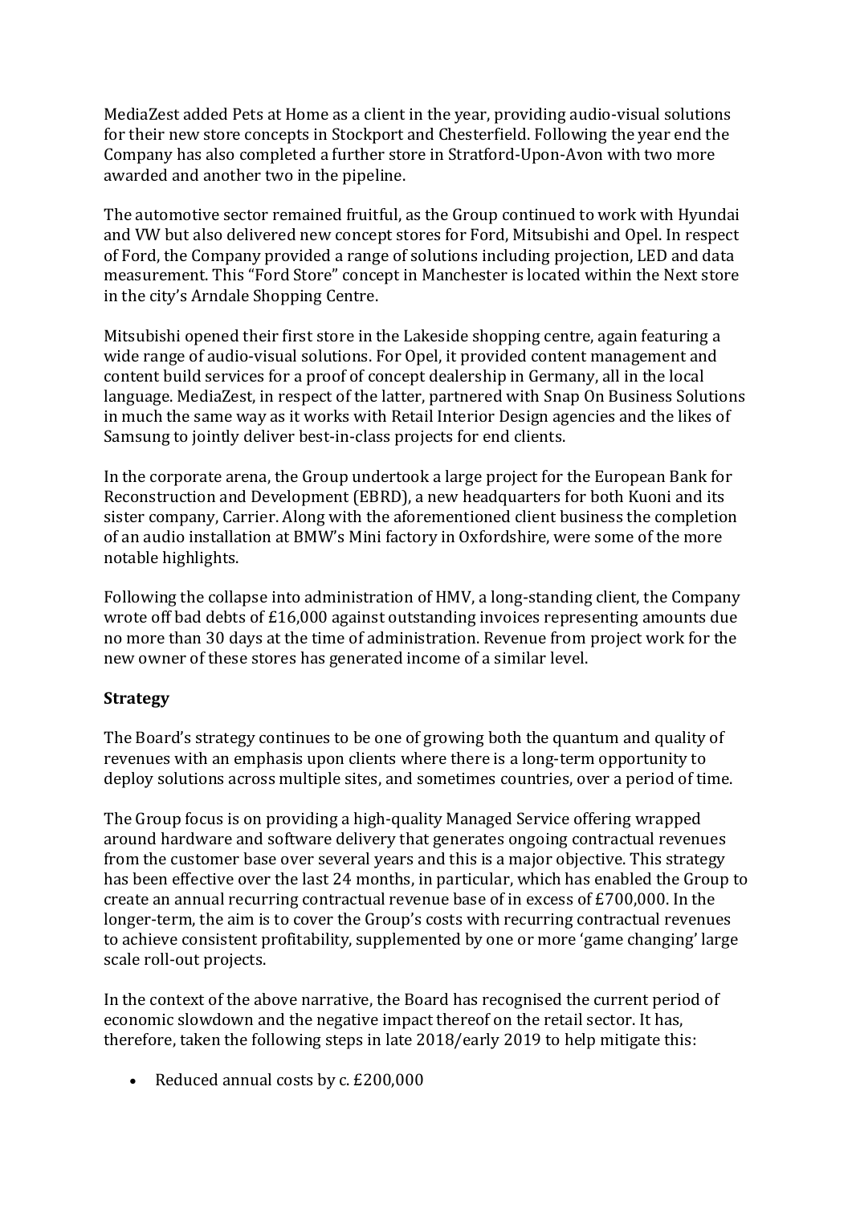MediaZest added Pets at Home as a client in the year, providing audio-visual solutions for their new store concepts in Stockport and Chesterfield. Following the year end the Company has also completed a further store in Stratford-Upon-Avon with two more awarded and another two in the pipeline.

The automotive sector remained fruitful, as the Group continued to work with Hyundai and VW but also delivered new concept stores for Ford, Mitsubishi and Opel. In respect of Ford, the Company provided a range of solutions including projection, LED and data measurement. This "Ford Store" concept in Manchester is located within the Next store in the city's Arndale Shopping Centre.

Mitsubishi opened their first store in the Lakeside shopping centre, again featuring a wide range of audio-visual solutions. For Opel, it provided content management and content build services for a proof of concept dealership in Germany, all in the local language. MediaZest, in respect of the latter, partnered with Snap On Business Solutions in much the same way as it works with Retail Interior Design agencies and the likes of Samsung to jointly deliver best-in-class projects for end clients.

In the corporate arena, the Group undertook a large project for the European Bank for Reconstruction and Development (EBRD), a new headquarters for both Kuoni and its sister company, Carrier. Along with the aforementioned client business the completion of an audio installation at BMW's Mini factory in Oxfordshire, were some of the more notable highlights.

Following the collapse into administration of HMV, a long-standing client, the Company wrote off bad debts of £16,000 against outstanding invoices representing amounts due no more than 30 days at the time of administration. Revenue from project work for the new owner of these stores has generated income of a similar level.

**Strategy**

The Board's strategy continues to be one of growing both the quantum and quality of revenues with an emphasis upon clients where there is a long-term opportunity to deploy solutions across multiple sites, and sometimes countries, over a period of time.

The Group focus is on providing a high-quality Managed Service offering wrapped around hardware and software delivery that generates ongoing contractual revenues from the customer base over several years and this is a major objective. This strategy has been effective over the last 24 months, in particular, which has enabled the Group to create an annual recurring contractual revenue base of in excess of £700,000. In the longer-term, the aim is to cover the Group's costs with recurring contractual revenues to achieve consistent profitability, supplemented by one or more 'game changing' large scale roll-out projects.

In the context of the above narrative, the Board has recognised the current period of economic slowdown and the negative impact thereof on the retail sector. It has, therefore, taken the following steps in late 2018/early 2019 to help mitigate this:

- Reduced annual costs by c. £200,000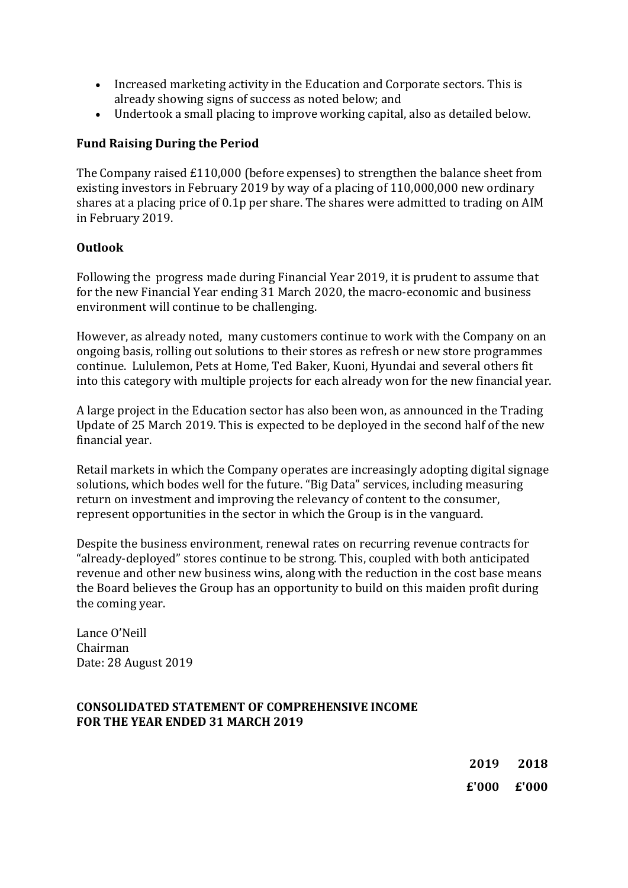- Increased marketing activity in the Education and Corporate sectors. This is already showing signs of success as noted below; and
- Undertook a small placing to improve working capital, also as detailed below.

**Fund Raising During the Period**

The Company raised £110,000 (before expenses) to strengthen the balance sheet from existing investors in February 2019 by way of a placing of 110,000,000 new ordinary shares at a placing price of 0.1p per share. The shares were admitted to trading on AIM in February 2019.

**Outlook**

Following the progress made during Financial Year 2019, it is prudent to assume that for the new Financial Year ending 31 March 2020, the macro-economic and business environment will continue to be challenging.

However, as already noted, many customers continue to work with the Company on an ongoing basis, rolling out solutions to their stores as refresh or new store programmes continue. Lululemon, Pets at Home, Ted Baker, Kuoni, Hyundai and several others fit into this category with multiple projects for each already won for the new financial year.

A large project in the Education sector has also been won, as announced in the Trading Update of 25 March 2019. This is expected to be deployed in the second half of the new financial year.

Retail markets in which the Company operates are increasingly adopting digital signage solutions, which bodes well for the future. "Big Data" services, including measuring return on investment and improving the relevancy of content to the consumer, represent opportunities in the sector in which the Group is in the vanguard.

Despite the business environment, renewal rates on recurring revenue contracts for "already-deployed" stores continue to be strong. This, coupled with both anticipated revenue and other new business wins, along with the reduction in the cost base means the Board believes the Group has an opportunity to build on this maiden profit during the coming year.

Lance O'Neill
Chairman
Date: 28 August 2019

**CONSOLIDATED STATEMENT OF COMPREHENSIVE INCOME**
**FOR THE YEAR ENDED 31 MARCH 2019**

| | 2019 | 2018 |
|---|---|---|
| | £'000 | £'000 |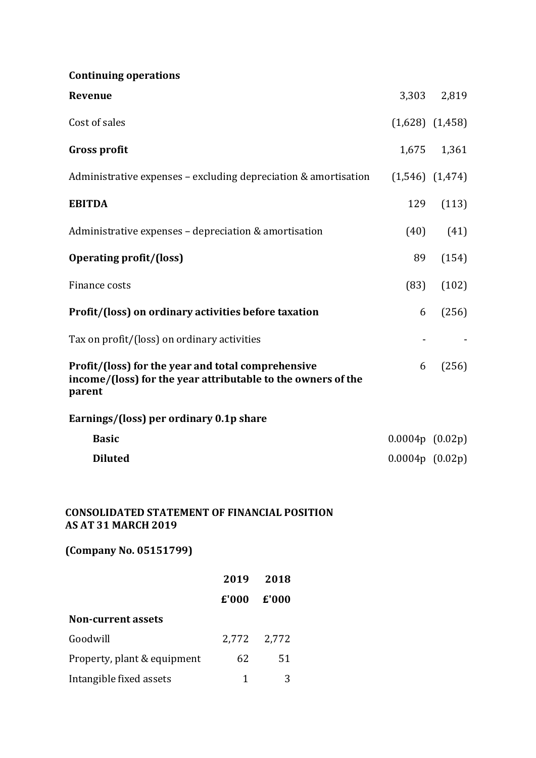| | | |
|---|---|---|
| **Continuing operations** | | |
| **Revenue** | 3,303 | 2,819 |
| Cost of sales | (1,628) | (1,458) |
| **Gross profit** | 1,675 | 1,361 |
| Administrative expenses – excluding depreciation & amortisation | (1,546) | (1,474) |
| **EBITDA** | 129 | (113) |
| Administrative expenses – depreciation & amortisation | (40) | (41) |
| **Operating profit/(loss)** | 89 | (154) |
| Finance costs | (83) | (102) |
| **Profit/(loss) on ordinary activities before taxation** | 6 | (256) |
| Tax on profit/(loss) on ordinary activities | - | - |
| **Profit/(loss) for the year and total comprehensive income/(loss) for the year attributable to the owners of the parent** | 6 | (256) |
| **Earnings/(loss) per ordinary 0.1p share** | | |
| **Basic** | 0.0004p | (0.02p) |
| **Diluted** | 0.0004p | (0.02p) |

**CONSOLIDATED STATEMENT OF FINANCIAL POSITION**
**AS AT 31 MARCH 2019**

**(Company No. 05151799)**

| | **2019** | **2018** |
|---|---|---|
| | **£'000** | **£'000** |
| **Non-current assets** | | |
| Goodwill | 2,772 | 2,772 |
| Property, plant & equipment | 62 | 51 |
| Intangible fixed assets | 1 | 3 |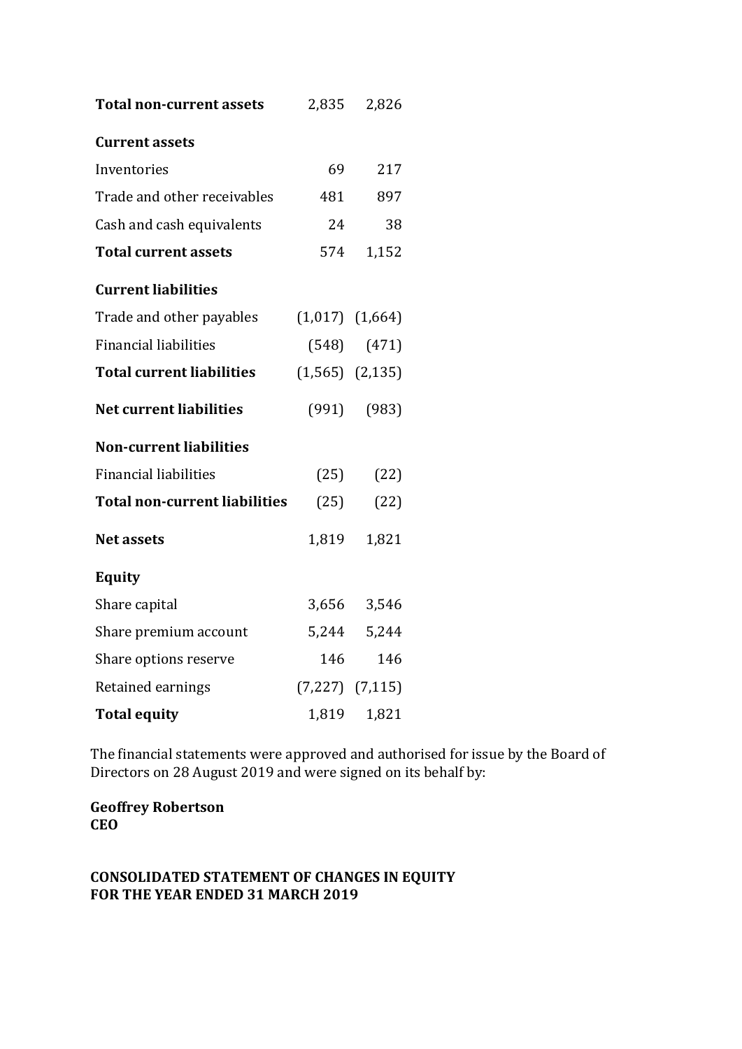| | | |
|---|---|---|
| **Total non-current assets** | 2,835 | 2,826 |
| **Current assets** | | |
| Inventories | 69 | 217 |
| Trade and other receivables | 481 | 897 |
| Cash and cash equivalents | 24 | 38 |
| **Total current assets** | 574 | 1,152 |
| **Current liabilities** | | |
| Trade and other payables | (1,017) | (1,664) |
| Financial liabilities | (548) | (471) |
| **Total current liabilities** | (1,565) | (2,135) |
| **Net current liabilities** | (991) | (983) |
| **Non-current liabilities** | | |
| Financial liabilities | (25) | (22) |
| **Total non-current liabilities** | (25) | (22) |
| **Net assets** | 1,819 | 1,821 |
| **Equity** | | |
| Share capital | 3,656 | 3,546 |
| Share premium account | 5,244 | 5,244 |
| Share options reserve | 146 | 146 |
| Retained earnings | (7,227) | (7,115) |
| **Total equity** | 1,819 | 1,821 |

The financial statements were approved and authorised for issue by the Board of Directors on 28 August 2019 and were signed on its behalf by:

**Geoffrey Robertson**
**CEO**

**CONSOLIDATED STATEMENT OF CHANGES IN EQUITY**
**FOR THE YEAR ENDED 31 MARCH 2019**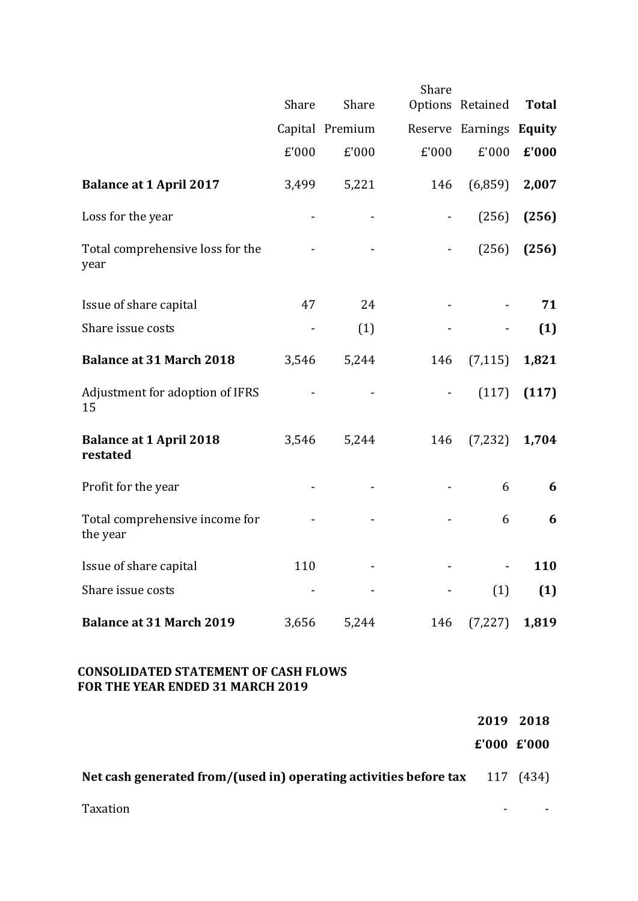| | Share Capital | Share Premium | Share Options Reserve | Retained Earnings | **Total Equity** |
|---|---|---|---|---|---|
| | £'000 | £'000 | £'000 | £'000 | **£'000** |
| **Balance at 1 April 2017** | 3,499 | 5,221 | 146 | (6,859) | **2,007** |
| Loss for the year | - | - | - | (256) | **(256)** |
| Total comprehensive loss for the year | - | - | - | (256) | **(256)** |
| Issue of share capital | 47 | 24 | - | - | **71** |
| Share issue costs | - | (1) | - | - | **(1)** |
| **Balance at 31 March 2018** | 3,546 | 5,244 | 146 | (7,115) | **1,821** |
| Adjustment for adoption of IFRS 15 | - | - | - | (117) | **(117)** |
| **Balance at 1 April 2018 restated** | 3,546 | 5,244 | 146 | (7,232) | **1,704** |
| Profit for the year | - | - | - | 6 | **6** |
| Total comprehensive income for the year | - | - | - | 6 | **6** |
| Issue of share capital | 110 | - | - | - | **110** |
| Share issue costs | - | - | - | (1) | **(1)** |
| **Balance at 31 March 2019** | 3,656 | 5,244 | 146 | (7,227) | **1,819** |

## CONSOLIDATED STATEMENT OF CASH FLOWS FOR THE YEAR ENDED 31 MARCH 2019

| | **2019** | **2018** |
|---|---|---|
| | **£'000** | **£'000** |
| **Net cash generated from/(used in) operating activities before tax** | 117 | (434) |
| Taxation | - | - |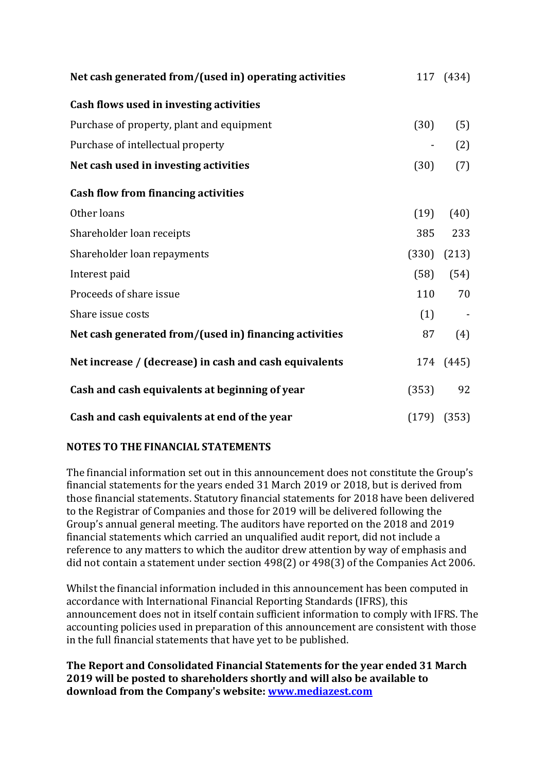| | | |
|---|---|---|
| **Net cash generated from/(used in) operating activities** | 117 | (434) |
| **Cash flows used in investing activities** | | |
| Purchase of property, plant and equipment | (30) | (5) |
| Purchase of intellectual property | - | (2) |
| **Net cash used in investing activities** | (30) | (7) |
| **Cash flow from financing activities** | | |
| Other loans | (19) | (40) |
| Shareholder loan receipts | 385 | 233 |
| Shareholder loan repayments | (330) | (213) |
| Interest paid | (58) | (54) |
| Proceeds of share issue | 110 | 70 |
| Share issue costs | (1) | - |
| **Net cash generated from/(used in) financing activities** | 87 | (4) |
| **Net increase / (decrease) in cash and cash equivalents** | 174 | (445) |
| **Cash and cash equivalents at beginning of year** | (353) | 92 |
| **Cash and cash equivalents at end of the year** | (179) | (353) |

**NOTES TO THE FINANCIAL STATEMENTS**

The financial information set out in this announcement does not constitute the Group's financial statements for the years ended 31 March 2019 or 2018, but is derived from those financial statements. Statutory financial statements for 2018 have been delivered to the Registrar of Companies and those for 2019 will be delivered following the Group's annual general meeting. The auditors have reported on the 2018 and 2019 financial statements which carried an unqualified audit report, did not include a reference to any matters to which the auditor drew attention by way of emphasis and did not contain a statement under section 498(2) or 498(3) of the Companies Act 2006.

Whilst the financial information included in this announcement has been computed in accordance with International Financial Reporting Standards (IFRS), this announcement does not in itself contain sufficient information to comply with IFRS. The accounting policies used in preparation of this announcement are consistent with those in the full financial statements that have yet to be published.

**The Report and Consolidated Financial Statements for the year ended 31 March 2019 will be posted to shareholders shortly and will also be available to download from the Company's website: [www.mediazest.com](www.mediazest.com)**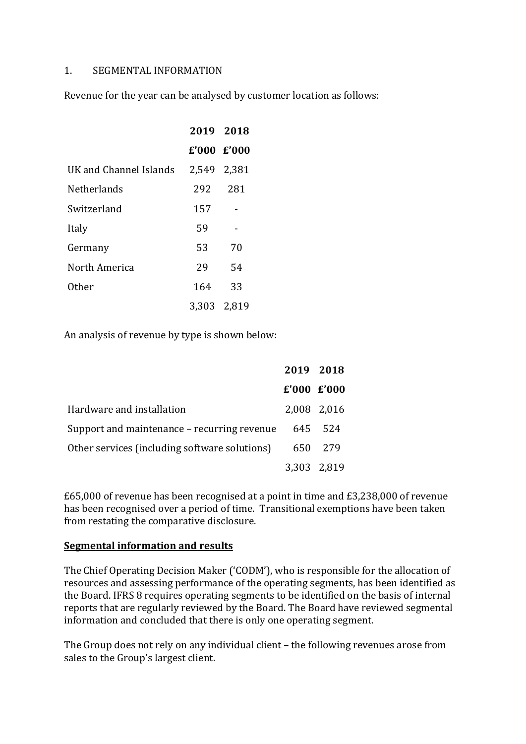1. SEGMENTAL INFORMATION

Revenue for the year can be analysed by customer location as follows:

| | 2019 | 2018 |
|---|---|---|
| | £'000 | £'000 |
| UK and Channel Islands | 2,549 | 2,381 |
| Netherlands | 292 | 281 |
| Switzerland | 157 | - |
| Italy | 59 | - |
| Germany | 53 | 70 |
| North America | 29 | 54 |
| Other | 164 | 33 |
| | 3,303 | 2,819 |

An analysis of revenue by type is shown below:

| | 2019 | 2018 |
|---|---|---|
| | £'000 | £'000 |
| Hardware and installation | 2,008 | 2,016 |
| Support and maintenance – recurring revenue | 645 | 524 |
| Other services (including software solutions) | 650 | 279 |
| | 3,303 | 2,819 |

£65,000 of revenue has been recognised at a point in time and £3,238,000 of revenue has been recognised over a period of time. Transitional exemptions have been taken from restating the comparative disclosure.

**Segmental information and results**

The Chief Operating Decision Maker ('CODM'), who is responsible for the allocation of resources and assessing performance of the operating segments, has been identified as the Board. IFRS 8 requires operating segments to be identified on the basis of internal reports that are regularly reviewed by the Board. The Board have reviewed segmental information and concluded that there is only one operating segment.

The Group does not rely on any individual client – the following revenues arose from sales to the Group's largest client.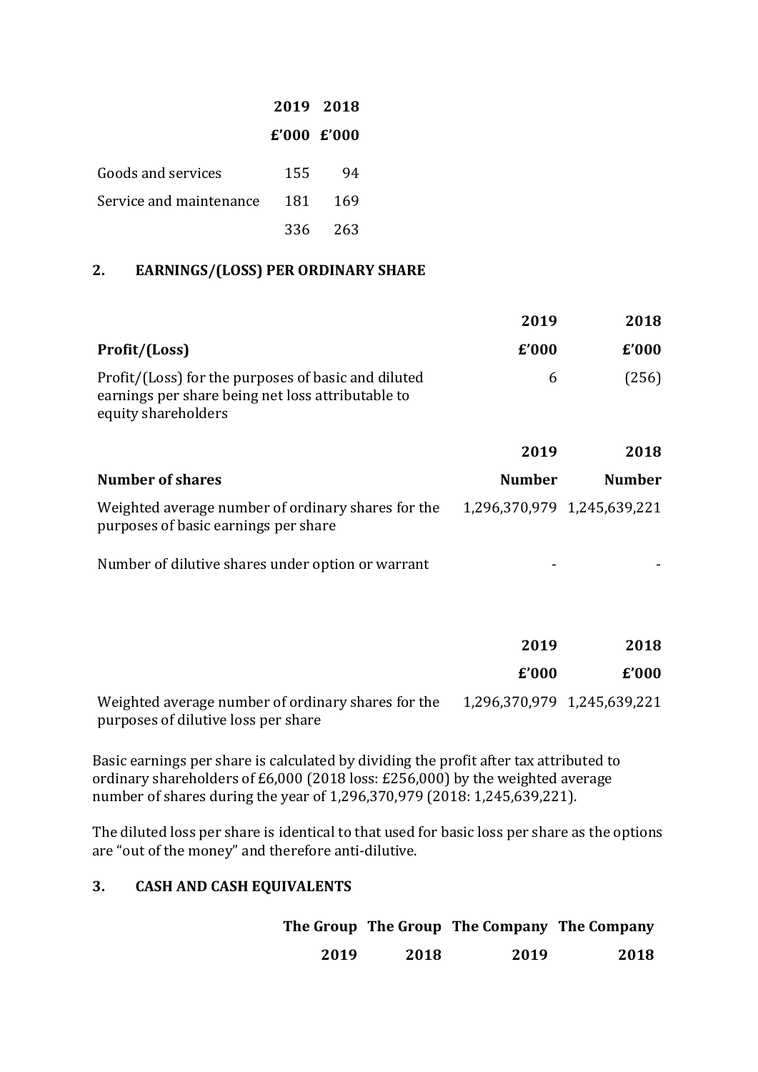| | 2019 | 2018 |
|---|---|---|
| | £'000 | £'000 |
| Goods and services | 155 | 94 |
| Service and maintenance | 181 | 169 |
| | 336 | 263 |

## 2. EARNINGS/(LOSS) PER ORDINARY SHARE

| | 2019 | 2018 |
|---|---|---|
| **Profit/(Loss)** | **£'000** | **£'000** |
| Profit/(Loss) for the purposes of basic and diluted earnings per share being net loss attributable to equity shareholders | 6 | (256) |

| | 2019 | 2018 |
|---|---|---|
| **Number of shares** | **Number** | **Number** |
| Weighted average number of ordinary shares for the purposes of basic earnings per share | 1,296,370,979 | 1,245,639,221 |
| Number of dilutive shares under option or warrant | - | - |

| | 2019 | 2018 |
|---|---|---|
| | £'000 | £'000 |
| Weighted average number of ordinary shares for the purposes of dilutive loss per share | 1,296,370,979 | 1,245,639,221 |

Basic earnings per share is calculated by dividing the profit after tax attributed to ordinary shareholders of £6,000 (2018 loss: £256,000) by the weighted average number of shares during the year of 1,296,370,979 (2018: 1,245,639,221).

The diluted loss per share is identical to that used for basic loss per share as the options are "out of the money" and therefore anti-dilutive.

## 3. CASH AND CASH EQUIVALENTS

| | The Group | The Group | The Company | The Company |
|---|---|---|---|---|
| | 2019 | 2018 | 2019 | 2018 |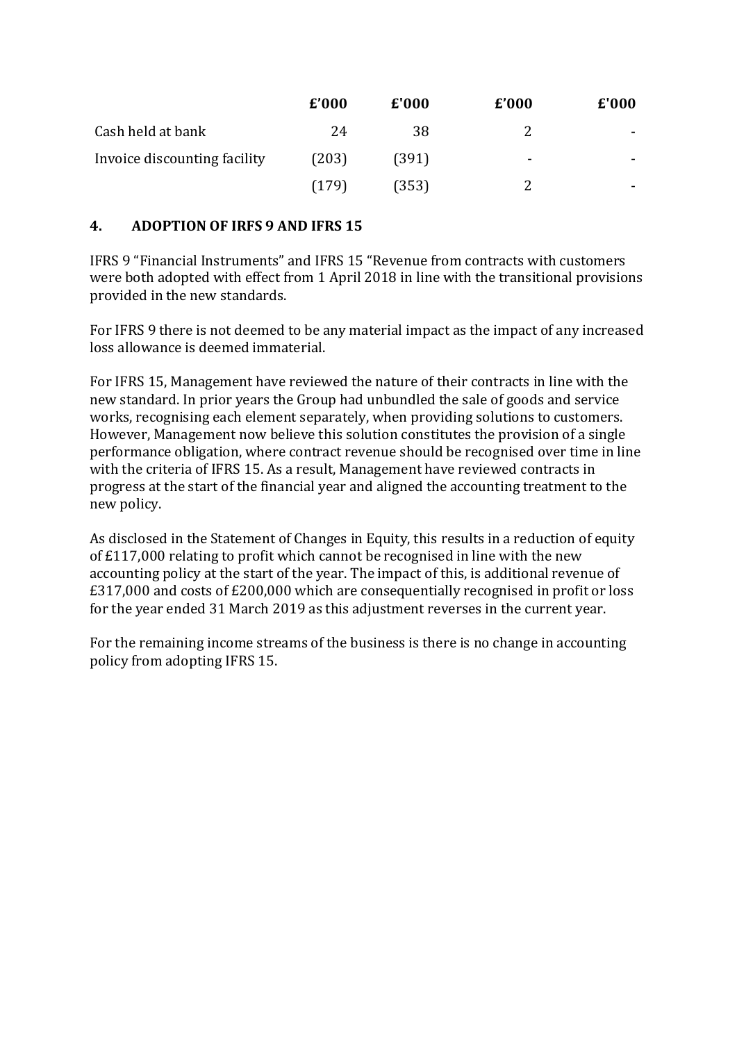| | £'000 | £'000 | £'000 | £'000 |
|---|---|---|---|---|
| Cash held at bank | 24 | 38 | 2 | - |
| Invoice discounting facility | (203) | (391) | - | - |
| | (179) | (353) | 2 | - |

## 4. ADOPTION OF IRFS 9 AND IFRS 15

IFRS 9 "Financial Instruments" and IFRS 15 "Revenue from contracts with customers were both adopted with effect from 1 April 2018 in line with the transitional provisions provided in the new standards.

For IFRS 9 there is not deemed to be any material impact as the impact of any increased loss allowance is deemed immaterial.

For IFRS 15, Management have reviewed the nature of their contracts in line with the new standard. In prior years the Group had unbundled the sale of goods and service works, recognising each element separately, when providing solutions to customers. However, Management now believe this solution constitutes the provision of a single performance obligation, where contract revenue should be recognised over time in line with the criteria of IFRS 15. As a result, Management have reviewed contracts in progress at the start of the financial year and aligned the accounting treatment to the new policy.

As disclosed in the Statement of Changes in Equity, this results in a reduction of equity of £117,000 relating to profit which cannot be recognised in line with the new accounting policy at the start of the year. The impact of this, is additional revenue of £317,000 and costs of £200,000 which are consequentially recognised in profit or loss for the year ended 31 March 2019 as this adjustment reverses in the current year.

For the remaining income streams of the business is there is no change in accounting policy from adopting IFRS 15.